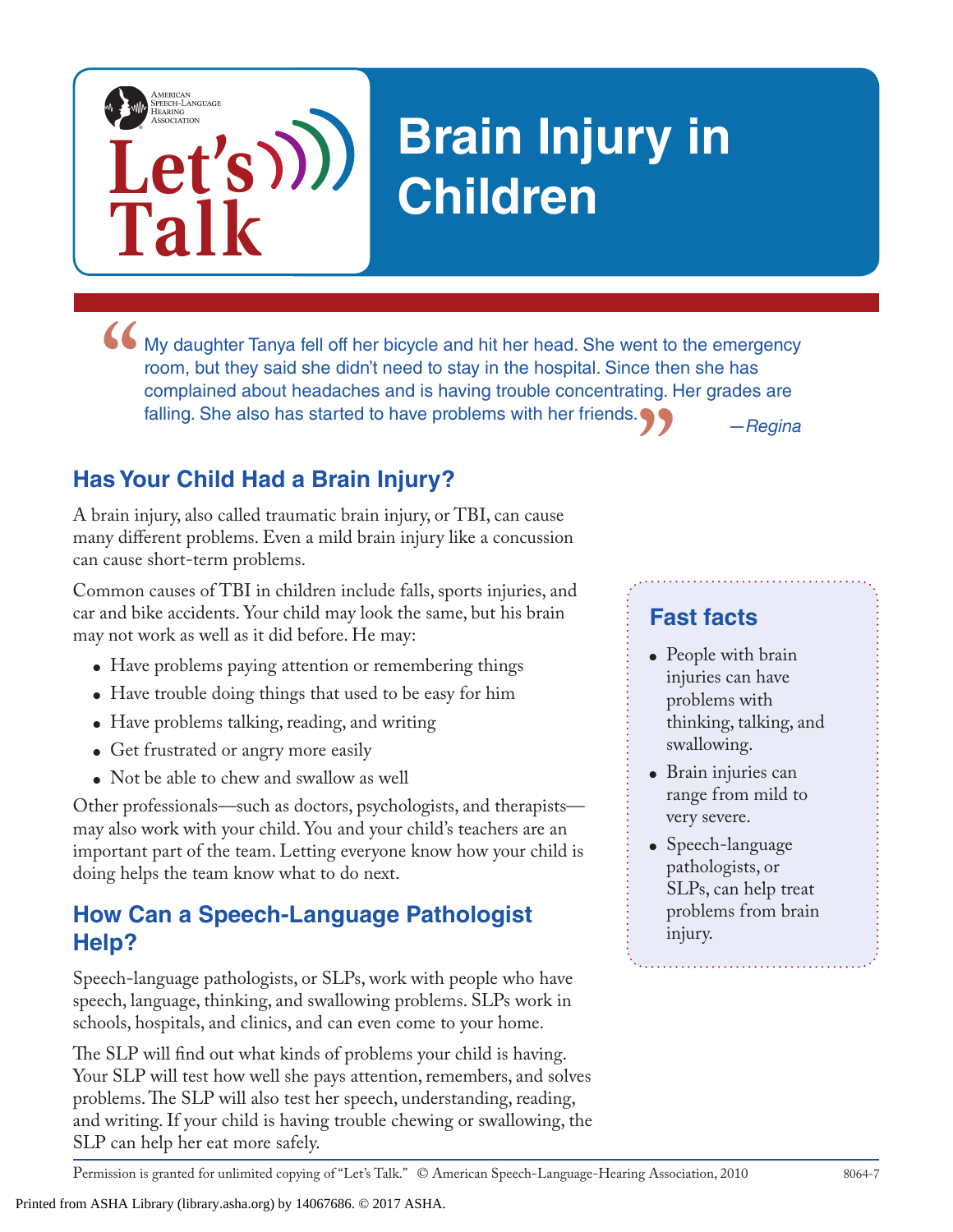American Speech-Language Hearing Association

Let's Talk

# Brain Injury in Children

> "My daughter Tanya fell off her bicycle and hit her head. She went to the emergency room, but they said she didn't need to stay in the hospital. Since then she has complained about headaches and is having trouble concentrating. Her grades are falling. She also has started to have problems with her friends."
>
> *—Regina*

## Has Your Child Had a Brain Injury?

A brain injury, also called traumatic brain injury, or TBI, can cause many different problems. Even a mild brain injury like a concussion can cause short-term problems.

Common causes of TBI in children include falls, sports injuries, and car and bike accidents. Your child may look the same, but his brain may not work as well as it did before. He may:

- Have problems paying attention or remembering things
- Have trouble doing things that used to be easy for him
- Have problems talking, reading, and writing
- Get frustrated or angry more easily
- Not be able to chew and swallow as well

Other professionals—such as doctors, psychologists, and therapists—may also work with your child. You and your child's teachers are an important part of the team. Letting everyone know how your child is doing helps the team know what to do next.

## How Can a Speech-Language Pathologist Help?

Speech-language pathologists, or SLPs, work with people who have speech, language, thinking, and swallowing problems. SLPs work in schools, hospitals, and clinics, and can even come to your home.

The SLP will find out what kinds of problems your child is having. Your SLP will test how well she pays attention, remembers, and solves problems. The SLP will also test her speech, understanding, reading, and writing. If your child is having trouble chewing or swallowing, the SLP can help her eat more safely.

### Fast facts

- People with brain injuries can have problems with thinking, talking, and swallowing.
- Brain injuries can range from mild to very severe.
- Speech-language pathologists, or SLPs, can help treat problems from brain injury.

Permission is granted for unlimited copying of "Let's Talk." © American Speech-Language-Hearing Association, 2010 8064-7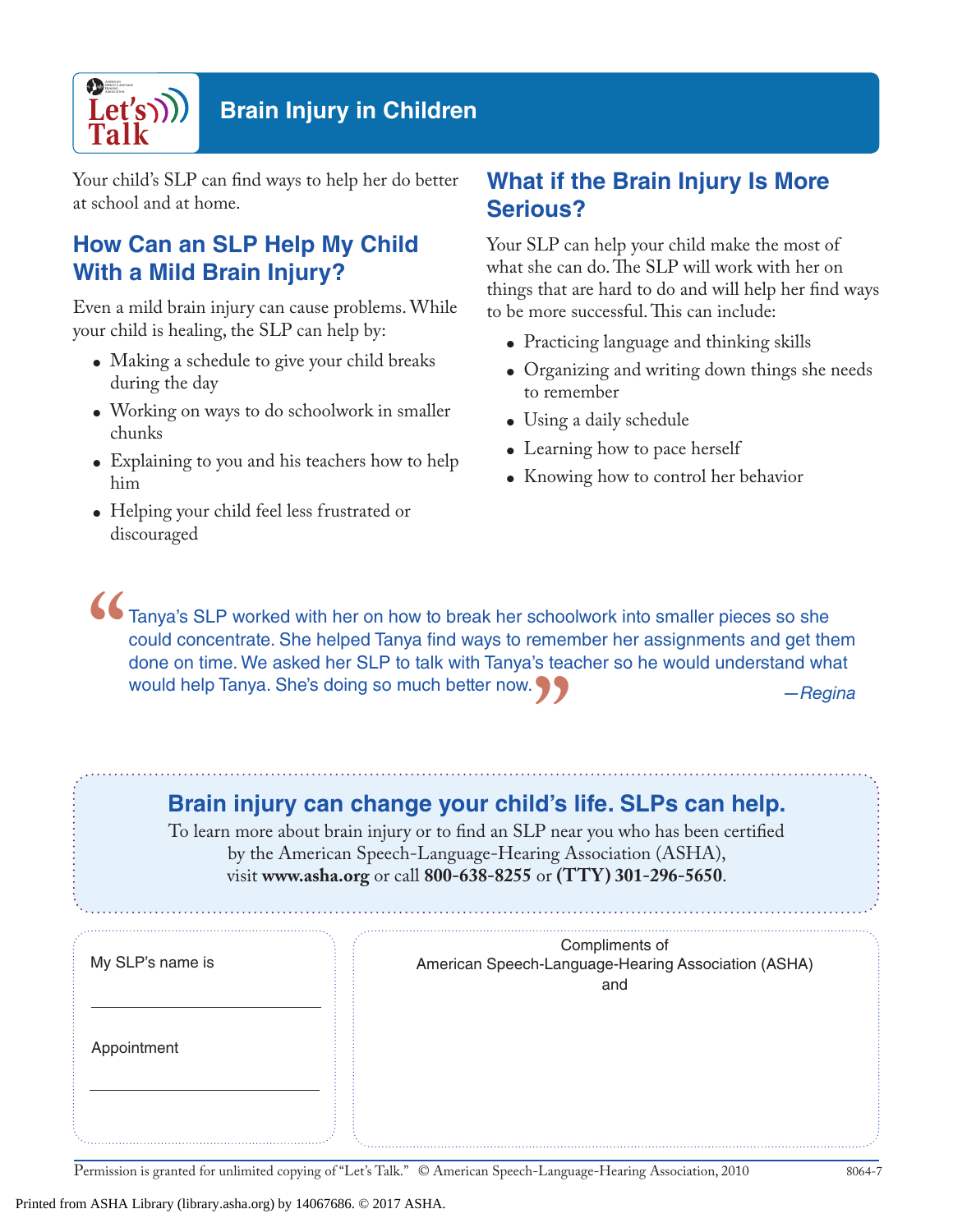# Brain Injury in Children

Your child's SLP can find ways to help her do better at school and at home.

## How Can an SLP Help My Child With a Mild Brain Injury?

Even a mild brain injury can cause problems. While your child is healing, the SLP can help by:

- Making a schedule to give your child breaks during the day
- Working on ways to do schoolwork in smaller chunks
- Explaining to you and his teachers how to help him
- Helping your child feel less frustrated or discouraged

## What if the Brain Injury Is More Serious?

Your SLP can help your child make the most of what she can do. The SLP will work with her on things that are hard to do and will help her find ways to be more successful. This can include:

- Practicing language and thinking skills
- Organizing and writing down things she needs to remember
- Using a daily schedule
- Learning how to pace herself
- Knowing how to control her behavior

> "Tanya's SLP worked with her on how to break her schoolwork into smaller pieces so she could concentrate. She helped Tanya find ways to remember her assignments and get them done on time. We asked her SLP to talk with Tanya's teacher so he would understand what would help Tanya. She's doing so much better now."
>
> *—Regina*

## Brain injury can change your child's life. SLPs can help.

To learn more about brain injury or to find an SLP near you who has been certified by the American Speech-Language-Hearing Association (ASHA), visit **www.asha.org** or call **800-638-8255** or **(TTY) 301-296-5650**.

My SLP's name is

______________________

Appointment

______________________

Compliments of
American Speech-Language-Hearing Association (ASHA)
and

Permission is granted for unlimited copying of "Let's Talk." © American Speech-Language-Hearing Association, 2010 8064-7